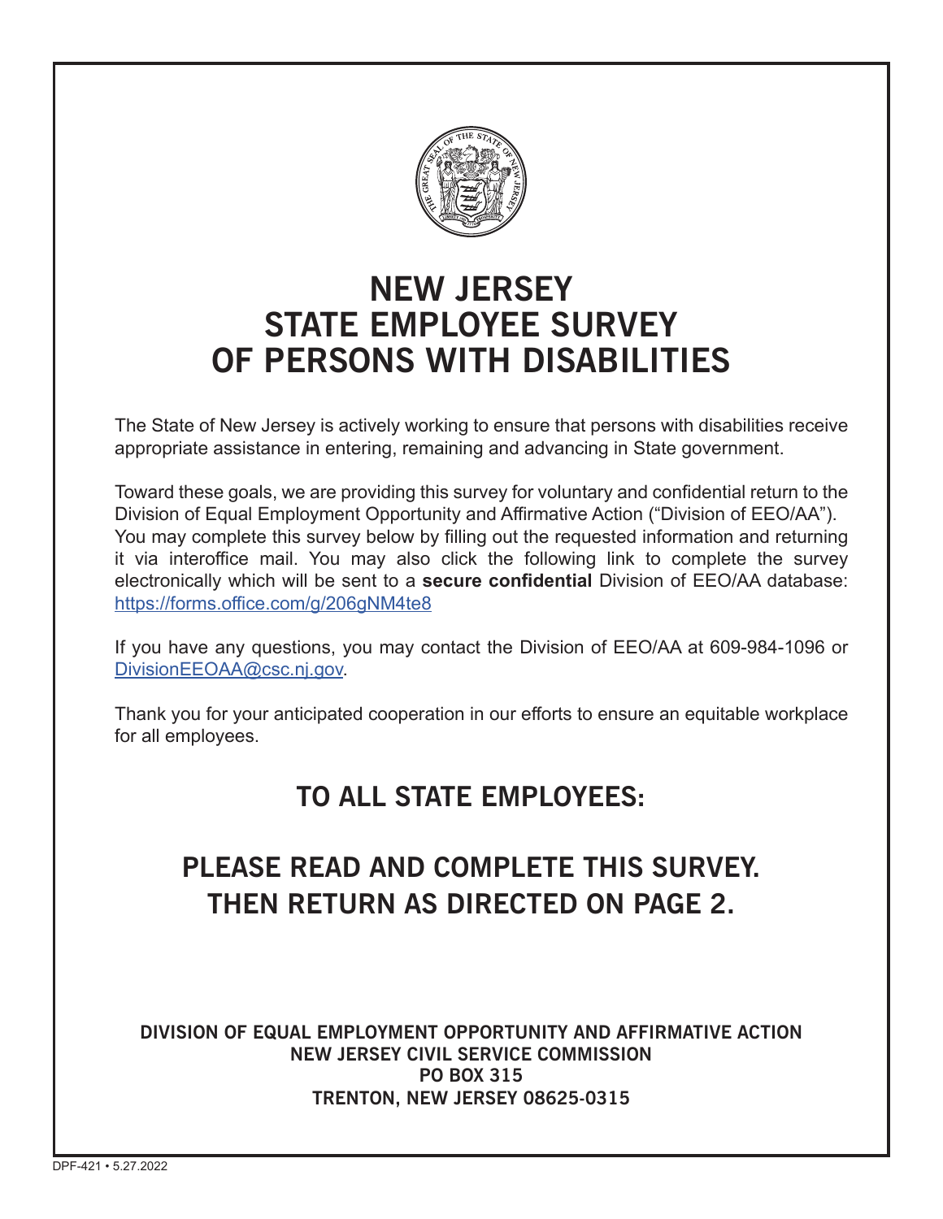# NEW JERSEY STATE EMPLOYEE SURVEY OF PERSONS WITH DISABILITIES

The State of New Jersey is actively working to ensure that persons with disabilities receive appropriate assistance in entering, remaining and advancing in State government.

Toward these goals, we are providing this survey for voluntary and confidential return to the Division of Equal Employment Opportunity and Affirmative Action ("Division of EEO/AA"). You may complete this survey below by filling out the requested information and returning it via interoffice mail. You may also click the following link to complete the survey electronically which will be sent to a **secure confidential** Division of EEO/AA database: https://forms.office.com/g/206gNM4te8

If you have any questions, you may contact the Division of EEO/AA at 609-984-1096 or DivisionEEOAA@csc.nj.gov.

Thank you for your anticipated cooperation in our efforts to ensure an equitable workplace for all employees.

## TO ALL STATE EMPLOYEES:

## PLEASE READ AND COMPLETE THIS SURVEY. THEN RETURN AS DIRECTED ON PAGE 2.

**DIVISION OF EQUAL EMPLOYMENT OPPORTUNITY AND AFFIRMATIVE ACTION**
**NEW JERSEY CIVIL SERVICE COMMISSION**
**PO BOX 315**
**TRENTON, NEW JERSEY 08625-0315**

DPF-421 • 5.27.2022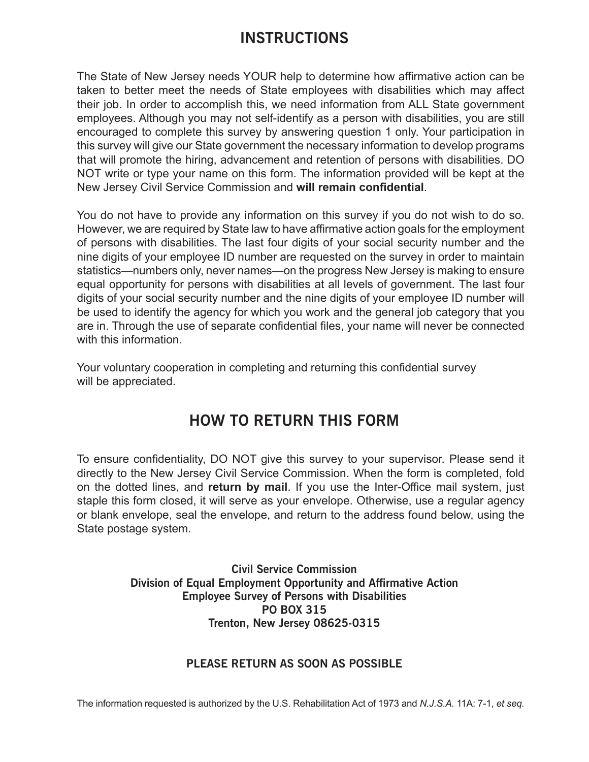# INSTRUCTIONS

The State of New Jersey needs YOUR help to determine how affirmative action can be taken to better meet the needs of State employees with disabilities which may affect their job. In order to accomplish this, we need information from ALL State government employees. Although you may not self-identify as a person with disabilities, you are still encouraged to complete this survey by answering question 1 only. Your participation in this survey will give our State government the necessary information to develop programs that will promote the hiring, advancement and retention of persons with disabilities. DO NOT write or type your name on this form. The information provided will be kept at the New Jersey Civil Service Commission and **will remain confidential**.

You do not have to provide any information on this survey if you do not wish to do so. However, we are required by State law to have affirmative action goals for the employment of persons with disabilities. The last four digits of your social security number and the nine digits of your employee ID number are requested on the survey in order to maintain statistics—numbers only, never names—on the progress New Jersey is making to ensure equal opportunity for persons with disabilities at all levels of government. The last four digits of your social security number and the nine digits of your employee ID number will be used to identify the agency for which you work and the general job category that you are in. Through the use of separate confidential files, your name will never be connected with this information.

Your voluntary cooperation in completing and returning this confidential survey will be appreciated.

# HOW TO RETURN THIS FORM

To ensure confidentiality, DO NOT give this survey to your supervisor. Please send it directly to the New Jersey Civil Service Commission. When the form is completed, fold on the dotted lines, and **return by mail**. If you use the Inter-Office mail system, just staple this form closed, it will serve as your envelope. Otherwise, use a regular agency or blank envelope, seal the envelope, and return to the address found below, using the State postage system.

**Civil Service Commission**
**Division of Equal Employment Opportunity and Affirmative Action**
**Employee Survey of Persons with Disabilities**
**PO BOX 315**
**Trenton, New Jersey 08625-0315**

**PLEASE RETURN AS SOON AS POSSIBLE**

The information requested is authorized by the U.S. Rehabilitation Act of 1973 and *N.J.S.A.* 11A: 7-1, *et seq.*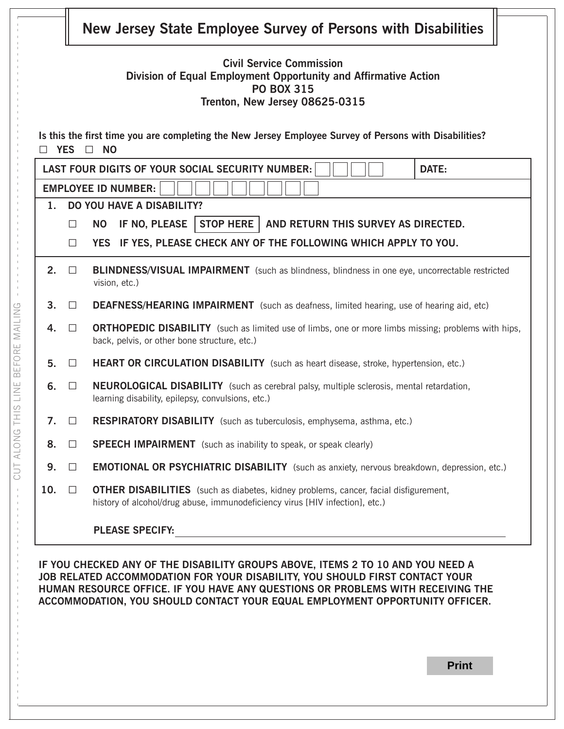# New Jersey State Employee Survey of Persons with Disabilities

**Civil Service Commission**
**Division of Equal Employment Opportunity and Affirmative Action**
**PO BOX 315**
**Trenton, New Jersey 08625-0315**

**Is this the first time you are completing the New Jersey Employee Survey of Persons with Disabilities?**
☐ **YES** ☐ **NO**

| **LAST FOUR DIGITS OF YOUR SOCIAL SECURITY NUMBER:** ☐☐☐☐ | **DATE:** |
|---|---|
| **EMPLOYEE ID NUMBER:** ☐☐☐☐☐☐☐☐☐ | |

**1. DO YOU HAVE A DISABILITY?**

☐ **NO IF NO, PLEASE STOP HERE AND RETURN THIS SURVEY AS DIRECTED.**

☐ **YES IF YES, PLEASE CHECK ANY OF THE FOLLOWING WHICH APPLY TO YOU.**

**2.** ☐ **BLINDNESS/VISUAL IMPAIRMENT** (such as blindness, blindness in one eye, uncorrectable restricted vision, etc.)

**3.** ☐ **DEAFNESS/HEARING IMPAIRMENT** (such as deafness, limited hearing, use of hearing aid, etc)

**4.** ☐ **ORTHOPEDIC DISABILITY** (such as limited use of limbs, one or more limbs missing; problems with hips, back, pelvis, or other bone structure, etc.)

**5.** ☐ **HEART OR CIRCULATION DISABILITY** (such as heart disease, stroke, hypertension, etc.)

**6.** ☐ **NEUROLOGICAL DISABILITY** (such as cerebral palsy, multiple sclerosis, mental retardation, learning disability, epilepsy, convulsions, etc.)

**7.** ☐ **RESPIRATORY DISABILITY** (such as tuberculosis, emphysema, asthma, etc.)

**8.** ☐ **SPEECH IMPAIRMENT** (such as inability to speak, or speak clearly)

**9.** ☐ **EMOTIONAL OR PSYCHIATRIC DISABILITY** (such as anxiety, nervous breakdown, depression, etc.)

**10.** ☐ **OTHER DISABILITIES** (such as diabetes, kidney problems, cancer, facial disfigurement, history of alcohol/drug abuse, immunodeficiency virus [HIV infection], etc.)

**PLEASE SPECIFY:** ____________________________________________

**IF YOU CHECKED ANY OF THE DISABILITY GROUPS ABOVE, ITEMS 2 TO 10 AND YOU NEED A JOB RELATED ACCOMMODATION FOR YOUR DISABILITY, YOU SHOULD FIRST CONTACT YOUR HUMAN RESOURCE OFFICE. IF YOU HAVE ANY QUESTIONS OR PROBLEMS WITH RECEIVING THE ACCOMMODATION, YOU SHOULD CONTACT YOUR EQUAL EMPLOYMENT OPPORTUNITY OFFICER.**

CUT ALONG THIS LINE BEFORE MAILING

Print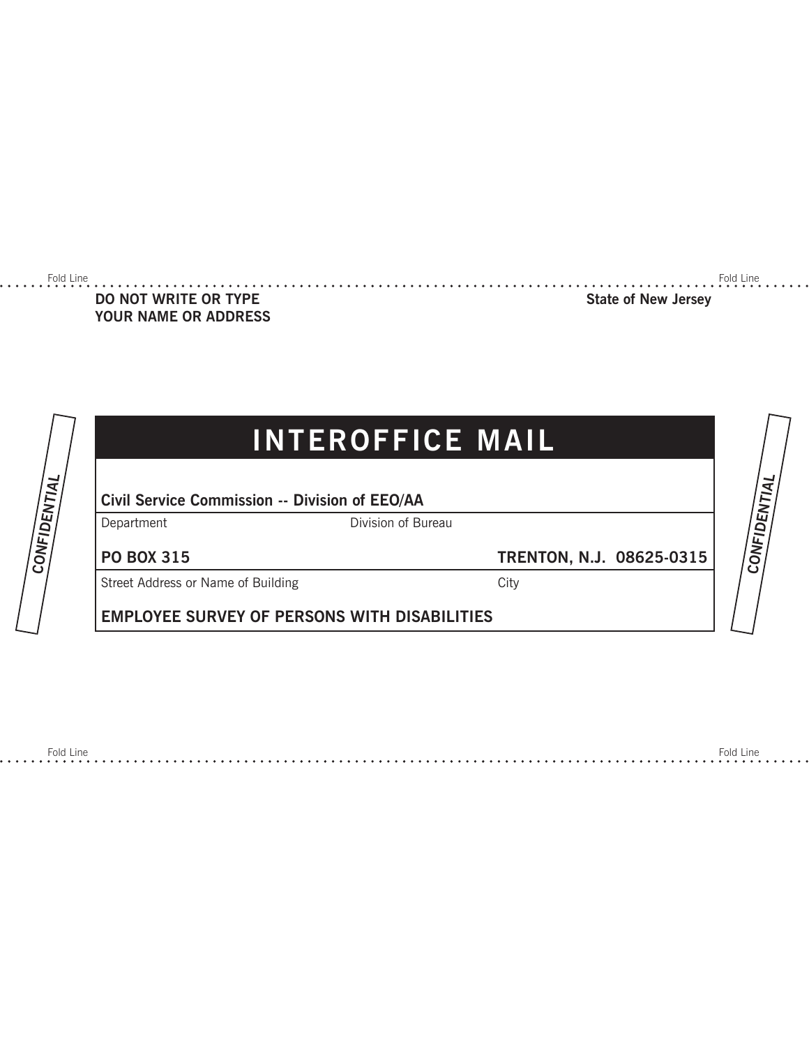Fold Line

**DO NOT WRITE OR TYPE**
**YOUR NAME OR ADDRESS**

**State of New Jersey**

*CONFIDENTIAL*

# INTEROFFICE MAIL

**Civil Service Commission -- Division of EEO/AA**

Department Division of Bureau

**PO BOX 315** **TRENTON, N.J. 08625-0315**

Street Address or Name of Building City

**EMPLOYEE SURVEY OF PERSONS WITH DISABILITIES**

*CONFIDENTIAL*

Fold Line